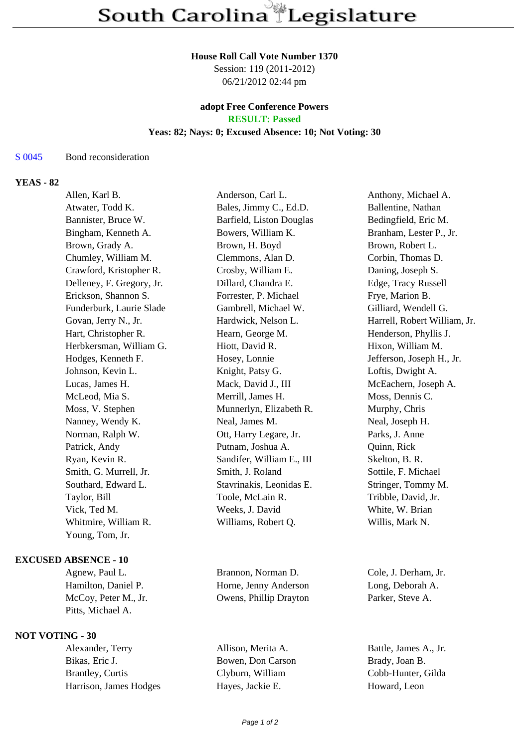# South Carolina Legislature

**House Roll Call Vote Number 1370**
Session: 119 (2011-2012)
06/21/2012 02:44 pm

**adopt Free Conference Powers**
**RESULT: Passed**
**Yeas: 82; Nays: 0; Excused Absence: 10; Not Voting: 30**

S 0045 Bond reconsideration

## YEAS - 82

| | | |
|---|---|---|
| Allen, Karl B. | Anderson, Carl L. | Anthony, Michael A. |
| Atwater, Todd K. | Bales, Jimmy C., Ed.D. | Ballentine, Nathan |
| Bannister, Bruce W. | Barfield, Liston Douglas | Bedingfield, Eric M. |
| Bingham, Kenneth A. | Bowers, William K. | Branham, Lester P., Jr. |
| Brown, Grady A. | Brown, H. Boyd | Brown, Robert L. |
| Chumley, William M. | Clemmons, Alan D. | Corbin, Thomas D. |
| Crawford, Kristopher R. | Crosby, William E. | Daning, Joseph S. |
| Delleney, F. Gregory, Jr. | Dillard, Chandra E. | Edge, Tracy Russell |
| Erickson, Shannon S. | Forrester, P. Michael | Frye, Marion B. |
| Funderburk, Laurie Slade | Gambrell, Michael W. | Gilliard, Wendell G. |
| Govan, Jerry N., Jr. | Hardwick, Nelson L. | Harrell, Robert William, Jr. |
| Hart, Christopher R. | Hearn, George M. | Henderson, Phyllis J. |
| Herbkersman, William G. | Hiott, David R. | Hixon, William M. |
| Hodges, Kenneth F. | Hosey, Lonnie | Jefferson, Joseph H., Jr. |
| Johnson, Kevin L. | Knight, Patsy G. | Loftis, Dwight A. |
| Lucas, James H. | Mack, David J., III | McEachern, Joseph A. |
| McLeod, Mia S. | Merrill, James H. | Moss, Dennis C. |
| Moss, V. Stephen | Munnerlyn, Elizabeth R. | Murphy, Chris |
| Nanney, Wendy K. | Neal, James M. | Neal, Joseph H. |
| Norman, Ralph W. | Ott, Harry Legare, Jr. | Parks, J. Anne |
| Patrick, Andy | Putnam, Joshua A. | Quinn, Rick |
| Ryan, Kevin R. | Sandifer, William E., III | Skelton, B. R. |
| Smith, G. Murrell, Jr. | Smith, J. Roland | Sottile, F. Michael |
| Southard, Edward L. | Stavrinakis, Leonidas E. | Stringer, Tommy M. |
| Taylor, Bill | Toole, McLain R. | Tribble, David, Jr. |
| Vick, Ted M. | Weeks, J. David | White, W. Brian |
| Whitmire, William R. | Williams, Robert Q. | Willis, Mark N. |
| Young, Tom, Jr. | | |

## EXCUSED ABSENCE - 10

| | | |
|---|---|---|
| Agnew, Paul L. | Brannon, Norman D. | Cole, J. Derham, Jr. |
| Hamilton, Daniel P. | Horne, Jenny Anderson | Long, Deborah A. |
| McCoy, Peter M., Jr. | Owens, Phillip Drayton | Parker, Steve A. |
| Pitts, Michael A. | | |

## NOT VOTING - 30

| | | |
|---|---|---|
| Alexander, Terry | Allison, Merita A. | Battle, James A., Jr. |
| Bikas, Eric J. | Bowen, Don Carson | Brady, Joan B. |
| Brantley, Curtis | Clyburn, William | Cobb-Hunter, Gilda |
| Harrison, James Hodges | Hayes, Jackie E. | Howard, Leon |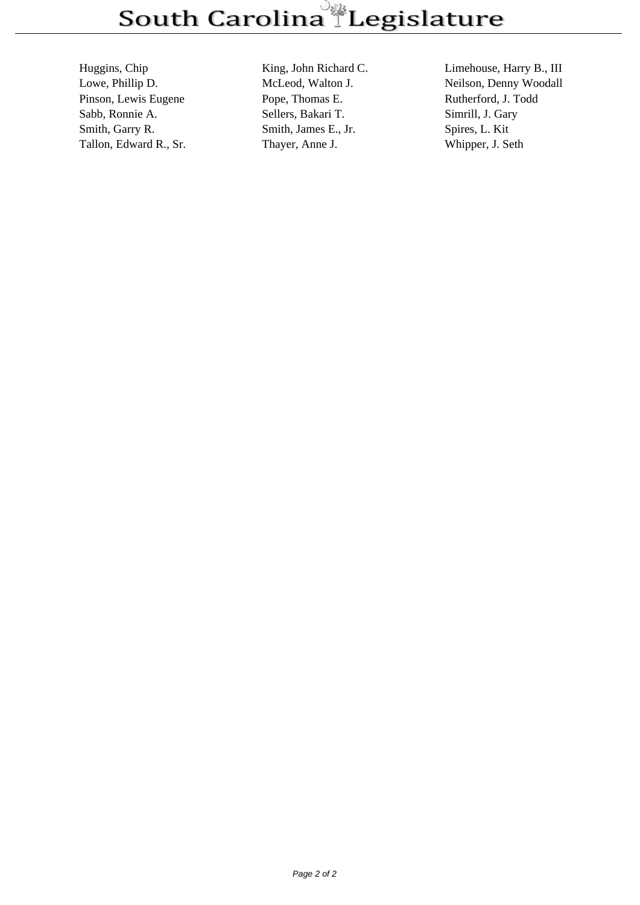Huggins, Chip
King, John Richard C.
Limehouse, Harry B., III
Lowe, Phillip D.
McLeod, Walton J.
Neilson, Denny Woodall
Pinson, Lewis Eugene
Pope, Thomas E.
Rutherford, J. Todd
Sabb, Ronnie A.
Sellers, Bakari T.
Simrill, J. Gary
Smith, Garry R.
Smith, James E., Jr.
Spires, L. Kit
Tallon, Edward R., Sr.
Thayer, Anne J.
Whipper, J. Seth